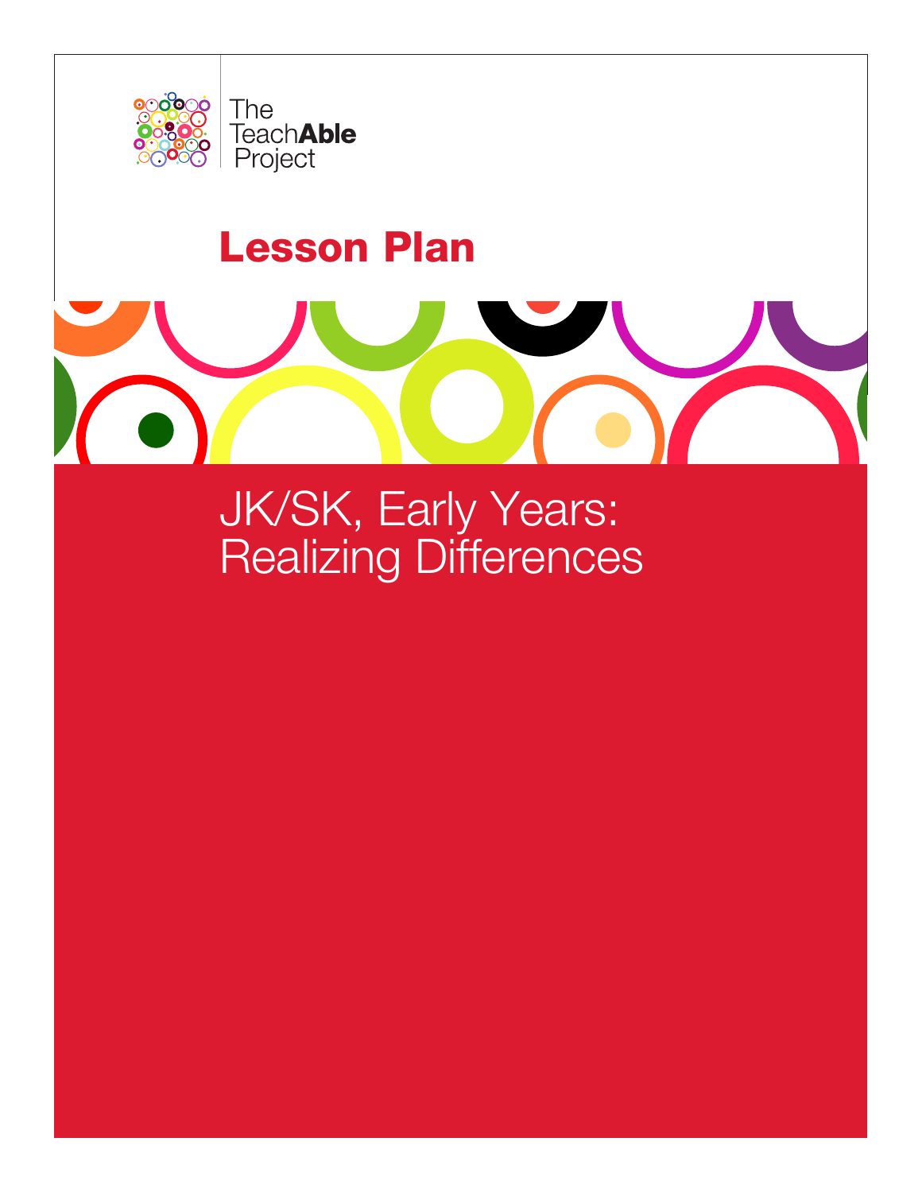The TeachAble Project

# Lesson Plan

## JK/SK, Early Years: Realizing Differences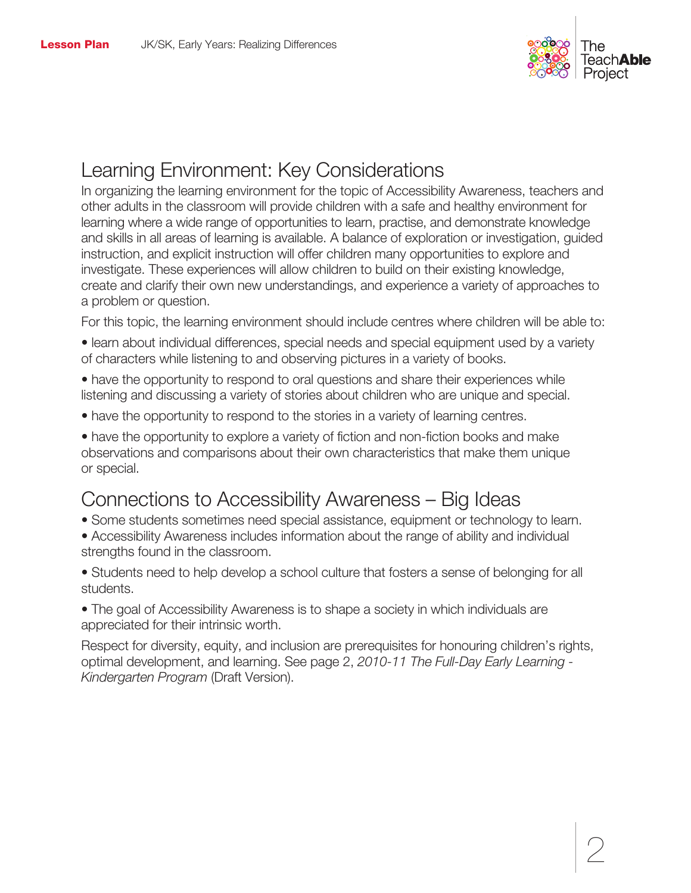## Learning Environment: Key Considerations

In organizing the learning environment for the topic of Accessibility Awareness, teachers and other adults in the classroom will provide children with a safe and healthy environment for learning where a wide range of opportunities to learn, practise, and demonstrate knowledge and skills in all areas of learning is available. A balance of exploration or investigation, guided instruction, and explicit instruction will offer children many opportunities to explore and investigate. These experiences will allow children to build on their existing knowledge, create and clarify their own new understandings, and experience a variety of approaches to a problem or question.

For this topic, the learning environment should include centres where children will be able to:

- learn about individual differences, special needs and special equipment used by a variety of characters while listening to and observing pictures in a variety of books.
- have the opportunity to respond to oral questions and share their experiences while listening and discussing a variety of stories about children who are unique and special.
- have the opportunity to respond to the stories in a variety of learning centres.
- have the opportunity to explore a variety of fiction and non-fiction books and make observations and comparisons about their own characteristics that make them unique or special.

## Connections to Accessibility Awareness – Big Ideas

- Some students sometimes need special assistance, equipment or technology to learn.
- Accessibility Awareness includes information about the range of ability and individual strengths found in the classroom.
- Students need to help develop a school culture that fosters a sense of belonging for all students.
- The goal of Accessibility Awareness is to shape a society in which individuals are appreciated for their intrinsic worth.

Respect for diversity, equity, and inclusion are prerequisites for honouring children's rights, optimal development, and learning. See page 2, *2010-11 The Full-Day Early Learning - Kindergarten Program* (Draft Version).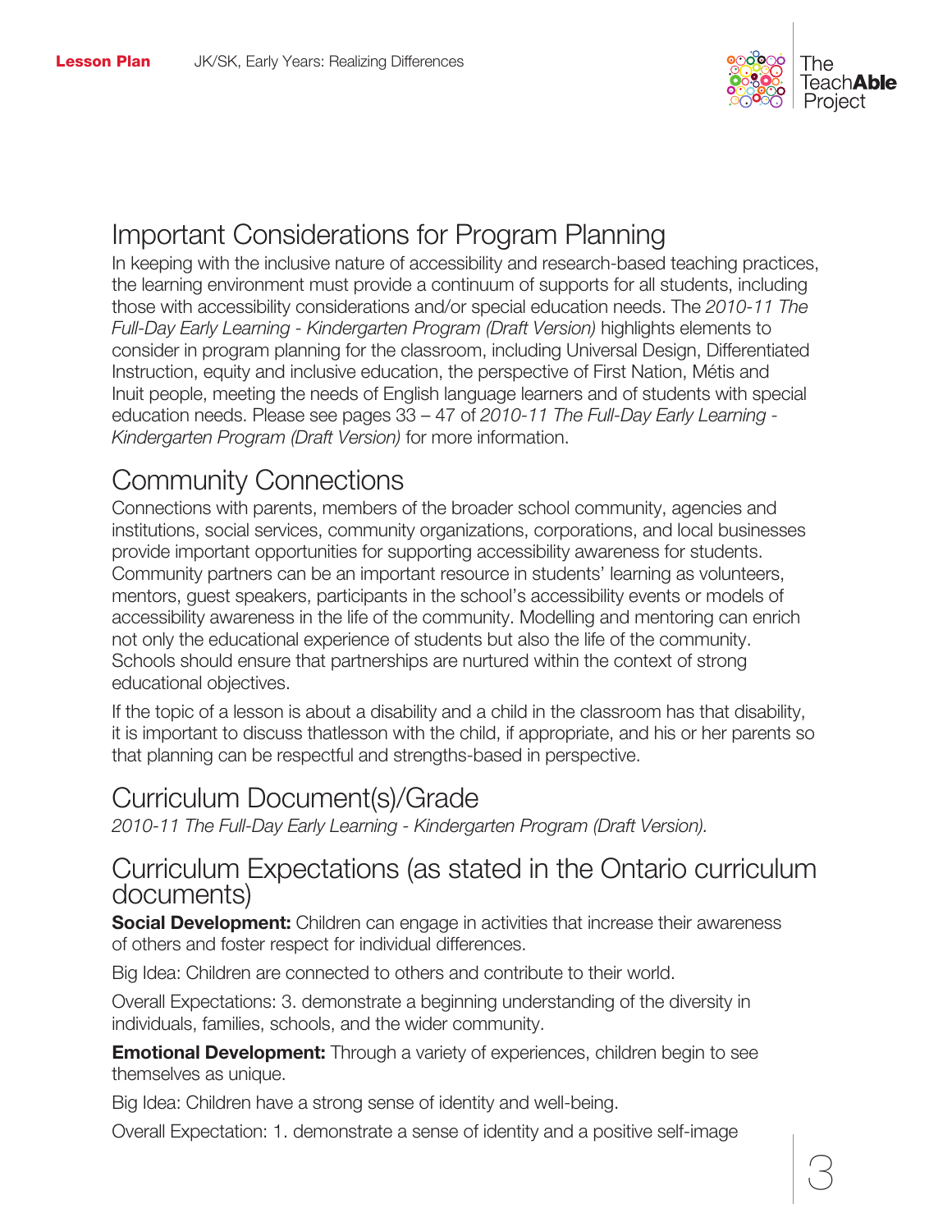## Important Considerations for Program Planning

In keeping with the inclusive nature of accessibility and research-based teaching practices, the learning environment must provide a continuum of supports for all students, including those with accessibility considerations and/or special education needs. The *2010-11 The Full-Day Early Learning - Kindergarten Program (Draft Version)* highlights elements to consider in program planning for the classroom, including Universal Design, Differentiated Instruction, equity and inclusive education, the perspective of First Nation, Métis and Inuit people, meeting the needs of English language learners and of students with special education needs. Please see pages 33 – 47 of *2010-11 The Full-Day Early Learning - Kindergarten Program (Draft Version)* for more information.

## Community Connections

Connections with parents, members of the broader school community, agencies and institutions, social services, community organizations, corporations, and local businesses provide important opportunities for supporting accessibility awareness for students. Community partners can be an important resource in students' learning as volunteers, mentors, guest speakers, participants in the school's accessibility events or models of accessibility awareness in the life of the community. Modelling and mentoring can enrich not only the educational experience of students but also the life of the community. Schools should ensure that partnerships are nurtured within the context of strong educational objectives.

If the topic of a lesson is about a disability and a child in the classroom has that disability, it is important to discuss thatlesson with the child, if appropriate, and his or her parents so that planning can be respectful and strengths-based in perspective.

## Curriculum Document(s)/Grade

*2010-11 The Full-Day Early Learning - Kindergarten Program (Draft Version).*

## Curriculum Expectations (as stated in the Ontario curriculum documents)

**Social Development:** Children can engage in activities that increase their awareness of others and foster respect for individual differences.

Big Idea: Children are connected to others and contribute to their world.

Overall Expectations: 3. demonstrate a beginning understanding of the diversity in individuals, families, schools, and the wider community.

**Emotional Development:** Through a variety of experiences, children begin to see themselves as unique.

Big Idea: Children have a strong sense of identity and well-being.

Overall Expectation: 1. demonstrate a sense of identity and a positive self-image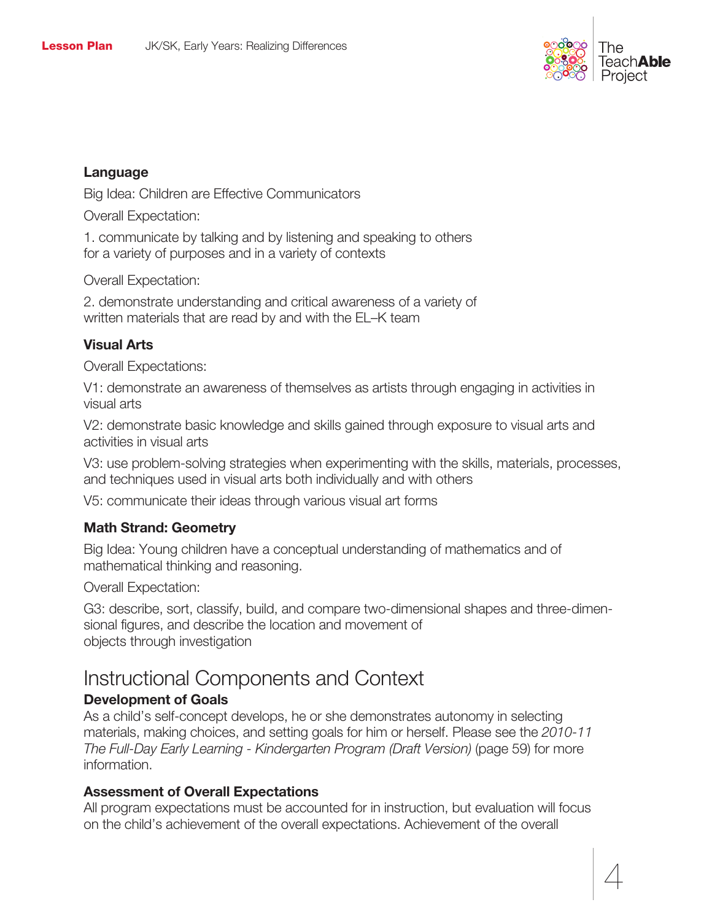**Language**

Big Idea: Children are Effective Communicators

Overall Expectation:

1. communicate by talking and by listening and speaking to others for a variety of purposes and in a variety of contexts

Overall Expectation:

2. demonstrate understanding and critical awareness of a variety of written materials that are read by and with the EL–K team

**Visual Arts**

Overall Expectations:

V1: demonstrate an awareness of themselves as artists through engaging in activities in visual arts

V2: demonstrate basic knowledge and skills gained through exposure to visual arts and activities in visual arts

V3: use problem-solving strategies when experimenting with the skills, materials, processes, and techniques used in visual arts both individually and with others

V5: communicate their ideas through various visual art forms

**Math Strand: Geometry**

Big Idea: Young children have a conceptual understanding of mathematics and of mathematical thinking and reasoning.

Overall Expectation:

G3: describe, sort, classify, build, and compare two-dimensional shapes and three-dimensional figures, and describe the location and movement of objects through investigation

# Instructional Components and Context

**Development of Goals**

As a child's self-concept develops, he or she demonstrates autonomy in selecting materials, making choices, and setting goals for him or herself. Please see the *2010-11 The Full-Day Early Learning - Kindergarten Program (Draft Version)* (page 59) for more information.

**Assessment of Overall Expectations**

All program expectations must be accounted for in instruction, but evaluation will focus on the child's achievement of the overall expectations. Achievement of the overall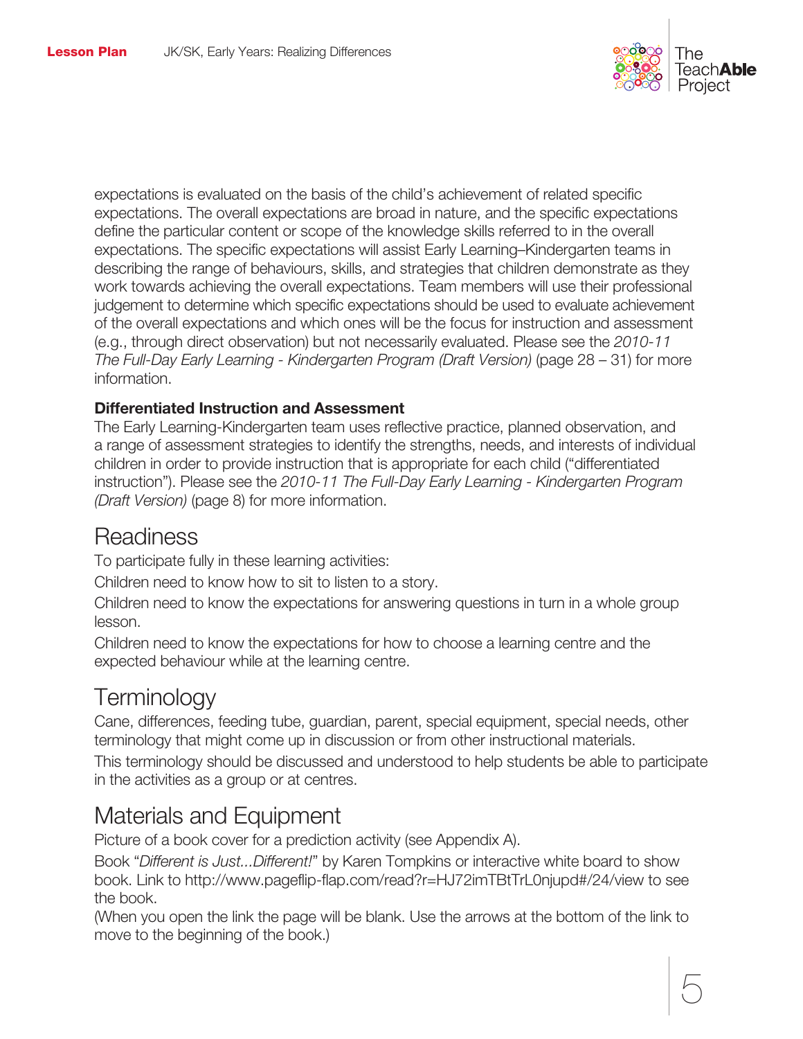expectations is evaluated on the basis of the child's achievement of related specific expectations. The overall expectations are broad in nature, and the specific expectations define the particular content or scope of the knowledge skills referred to in the overall expectations. The specific expectations will assist Early Learning–Kindergarten teams in describing the range of behaviours, skills, and strategies that children demonstrate as they work towards achieving the overall expectations. Team members will use their professional judgement to determine which specific expectations should be used to evaluate achievement of the overall expectations and which ones will be the focus for instruction and assessment (e.g., through direct observation) but not necessarily evaluated. Please see the *2010-11 The Full-Day Early Learning - Kindergarten Program (Draft Version)* (page 28 – 31) for more information.

**Differentiated Instruction and Assessment**

The Early Learning-Kindergarten team uses reflective practice, planned observation, and a range of assessment strategies to identify the strengths, needs, and interests of individual children in order to provide instruction that is appropriate for each child ("differentiated instruction"). Please see the *2010-11 The Full-Day Early Learning - Kindergarten Program (Draft Version)* (page 8) for more information.

## Readiness

To participate fully in these learning activities:

Children need to know how to sit to listen to a story.

Children need to know the expectations for answering questions in turn in a whole group lesson.

Children need to know the expectations for how to choose a learning centre and the expected behaviour while at the learning centre.

## Terminology

Cane, differences, feeding tube, guardian, parent, special equipment, special needs, other terminology that might come up in discussion or from other instructional materials.

This terminology should be discussed and understood to help students be able to participate in the activities as a group or at centres.

## Materials and Equipment

Picture of a book cover for a prediction activity (see Appendix A).

Book "*Different is Just...Different!*" by Karen Tompkins or interactive white board to show book. Link to http://www.pageflip-flap.com/read?r=HJ72imTBtTrL0njupd#/24/view to see the book.

(When you open the link the page will be blank. Use the arrows at the bottom of the link to move to the beginning of the book.)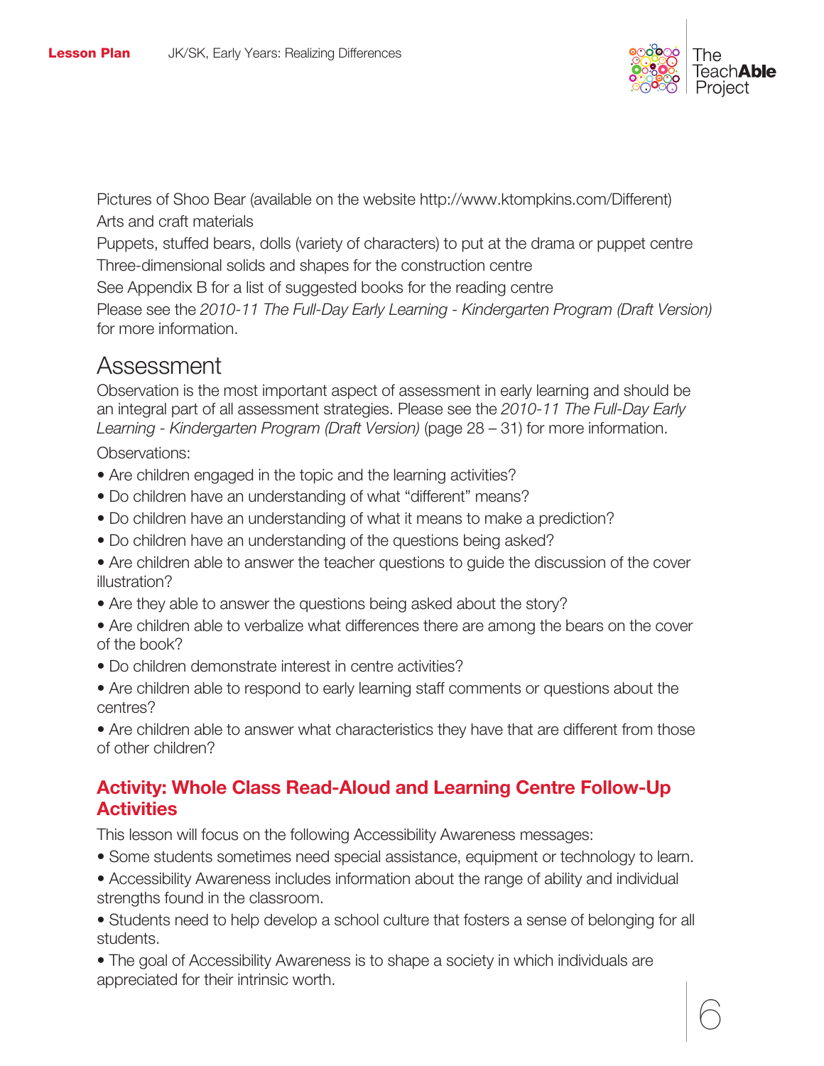Pictures of Shoo Bear (available on the website http://www.ktompkins.com/Different)

Arts and craft materials

Puppets, stuffed bears, dolls (variety of characters) to put at the drama or puppet centre

Three-dimensional solids and shapes for the construction centre

See Appendix B for a list of suggested books for the reading centre

Please see the *2010-11 The Full-Day Early Learning - Kindergarten Program (Draft Version)* for more information.

## Assessment

Observation is the most important aspect of assessment in early learning and should be an integral part of all assessment strategies. Please see the *2010-11 The Full-Day Early Learning - Kindergarten Program (Draft Version)* (page 28 – 31) for more information.

Observations:

- Are children engaged in the topic and the learning activities?
- Do children have an understanding of what "different" means?
- Do children have an understanding of what it means to make a prediction?
- Do children have an understanding of the questions being asked?
- Are children able to answer the teacher questions to guide the discussion of the cover illustration?
- Are they able to answer the questions being asked about the story?
- Are children able to verbalize what differences there are among the bears on the cover of the book?
- Do children demonstrate interest in centre activities?
- Are children able to respond to early learning staff comments or questions about the centres?
- Are children able to answer what characteristics they have that are different from those of other children?

### Activity: Whole Class Read-Aloud and Learning Centre Follow-Up Activities

This lesson will focus on the following Accessibility Awareness messages:

- Some students sometimes need special assistance, equipment or technology to learn.
- Accessibility Awareness includes information about the range of ability and individual strengths found in the classroom.
- Students need to help develop a school culture that fosters a sense of belonging for all students.
- The goal of Accessibility Awareness is to shape a society in which individuals are appreciated for their intrinsic worth.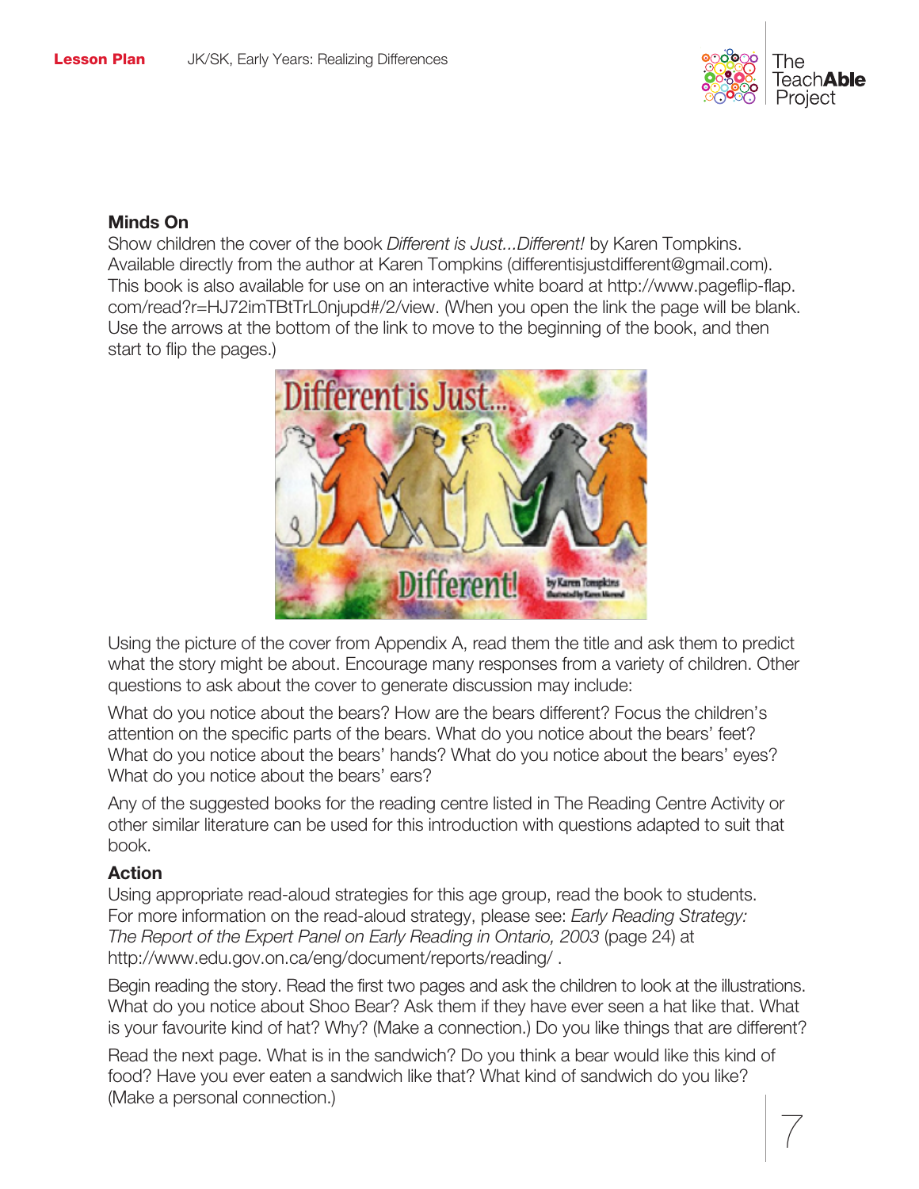## Minds On

Show children the cover of the book *Different is Just...Different!* by Karen Tompkins. Available directly from the author at Karen Tompkins (differentisjustdifferent@gmail.com). This book is also available for use on an interactive white board at http://www.pageflip-flap.com/read?r=HJ72imTBtTrL0njupd#/2/view. (When you open the link the page will be blank. Use the arrows at the bottom of the link to move to the beginning of the book, and then start to flip the pages.)

Using the picture of the cover from Appendix A, read them the title and ask them to predict what the story might be about. Encourage many responses from a variety of children. Other questions to ask about the cover to generate discussion may include:

What do you notice about the bears? How are the bears different? Focus the children's attention on the specific parts of the bears. What do you notice about the bears' feet? What do you notice about the bears' hands? What do you notice about the bears' eyes? What do you notice about the bears' ears?

Any of the suggested books for the reading centre listed in The Reading Centre Activity or other similar literature can be used for this introduction with questions adapted to suit that book.

## Action

Using appropriate read-aloud strategies for this age group, read the book to students. For more information on the read-aloud strategy, please see: *Early Reading Strategy: The Report of the Expert Panel on Early Reading in Ontario, 2003* (page 24) at http://www.edu.gov.on.ca/eng/document/reports/reading/ .

Begin reading the story. Read the first two pages and ask the children to look at the illustrations. What do you notice about Shoo Bear? Ask them if they have ever seen a hat like that. What is your favourite kind of hat? Why? (Make a connection.) Do you like things that are different?

Read the next page. What is in the sandwich? Do you think a bear would like this kind of food? Have you ever eaten a sandwich like that? What kind of sandwich do you like? (Make a personal connection.)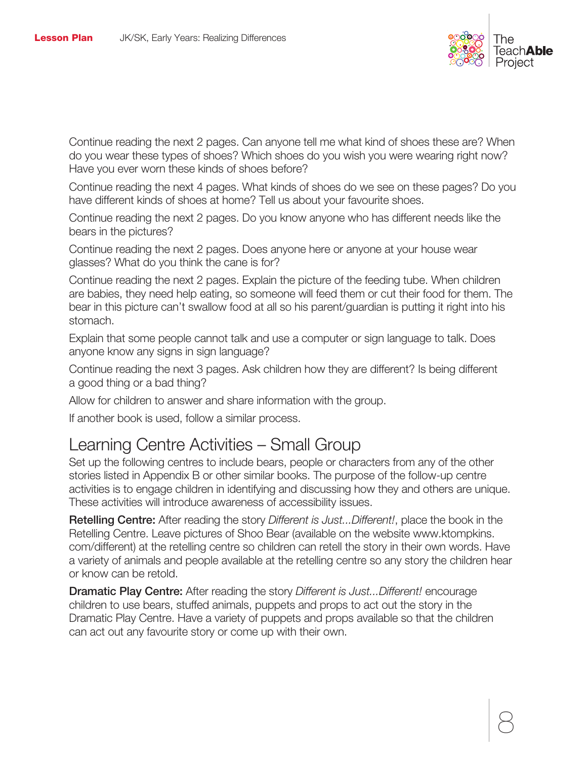Continue reading the next 2 pages. Can anyone tell me what kind of shoes these are? When do you wear these types of shoes? Which shoes do you wish you were wearing right now? Have you ever worn these kinds of shoes before?

Continue reading the next 4 pages. What kinds of shoes do we see on these pages? Do you have different kinds of shoes at home? Tell us about your favourite shoes.

Continue reading the next 2 pages. Do you know anyone who has different needs like the bears in the pictures?

Continue reading the next 2 pages. Does anyone here or anyone at your house wear glasses? What do you think the cane is for?

Continue reading the next 2 pages. Explain the picture of the feeding tube. When children are babies, they need help eating, so someone will feed them or cut their food for them. The bear in this picture can't swallow food at all so his parent/guardian is putting it right into his stomach.

Explain that some people cannot talk and use a computer or sign language to talk. Does anyone know any signs in sign language?

Continue reading the next 3 pages. Ask children how they are different? Is being different a good thing or a bad thing?

Allow for children to answer and share information with the group.

If another book is used, follow a similar process.

## Learning Centre Activities – Small Group

Set up the following centres to include bears, people or characters from any of the other stories listed in Appendix B or other similar books. The purpose of the follow-up centre activities is to engage children in identifying and discussing how they and others are unique. These activities will introduce awareness of accessibility issues.

**Retelling Centre:** After reading the story *Different is Just...Different!*, place the book in the Retelling Centre. Leave pictures of Shoo Bear (available on the website www.ktompkins.com/different) at the retelling centre so children can retell the story in their own words. Have a variety of animals and people available at the retelling centre so any story the children hear or know can be retold.

**Dramatic Play Centre:** After reading the story *Different is Just...Different!* encourage children to use bears, stuffed animals, puppets and props to act out the story in the Dramatic Play Centre. Have a variety of puppets and props available so that the children can act out any favourite story or come up with their own.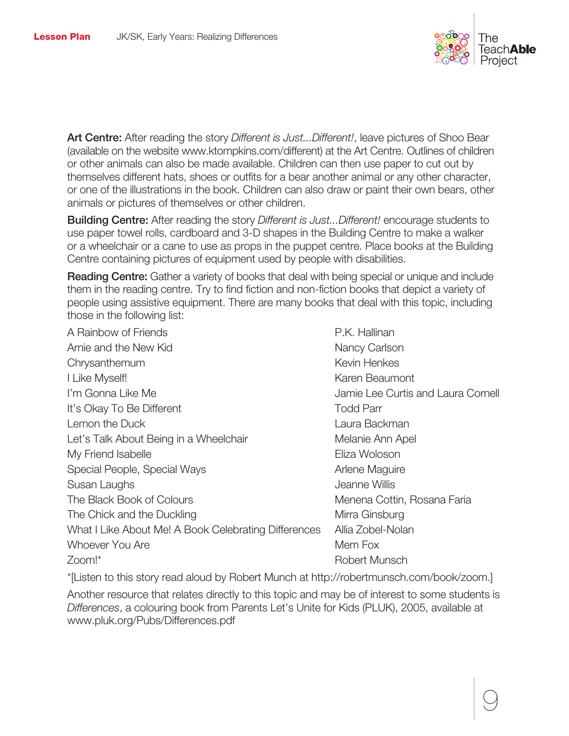**Art Centre:** After reading the story *Different is Just...Different!*, leave pictures of Shoo Bear (available on the website www.ktompkins.com/different) at the Art Centre. Outlines of children or other animals can also be made available. Children can then use paper to cut out by themselves different hats, shoes or outfits for a bear another animal or any other character, or one of the illustrations in the book. Children can also draw or paint their own bears, other animals or pictures of themselves or other children.

**Building Centre:** After reading the story *Different is Just...Different!* encourage students to use paper towel rolls, cardboard and 3-D shapes in the Building Centre to make a walker or a wheelchair or a cane to use as props in the puppet centre. Place books at the Building Centre containing pictures of equipment used by people with disabilities.

**Reading Centre:** Gather a variety of books that deal with being special or unique and include them in the reading centre. Try to find fiction and non-fiction books that depict a variety of people using assistive equipment. There are many books that deal with this topic, including those in the following list:

| | |
|---|---|
| A Rainbow of Friends | P.K. Hallinan |
| Arnie and the New Kid | Nancy Carlson |
| Chrysanthemum | Kevin Henkes |
| I Like Myself! | Karen Beaumont |
| I'm Gonna Like Me | Jamie Lee Curtis and Laura Cornell |
| It's Okay To Be Different | Todd Parr |
| Lemon the Duck | Laura Backman |
| Let's Talk About Being in a Wheelchair | Melanie Ann Apel |
| My Friend Isabelle | Eliza Woloson |
| Special People, Special Ways | Arlene Maguire |
| Susan Laughs | Jeanne Willis |
| The Black Book of Colours | Menena Cottin, Rosana Faria |
| The Chick and the Duckling | Mirra Ginsburg |
| What I Like About Me! A Book Celebrating Differences | Allia Zobel-Nolan |
| Whoever You Are | Mem Fox |
| Zoom!* | Robert Munsch |

*[Listen to this story read aloud by Robert Munch at http://robertmunsch.com/book/zoom.]

Another resource that relates directly to this topic and may be of interest to some students is *Differences*, a colouring book from Parents Let's Unite for Kids (PLUK), 2005, available at www.pluk.org/Pubs/Differences.pdf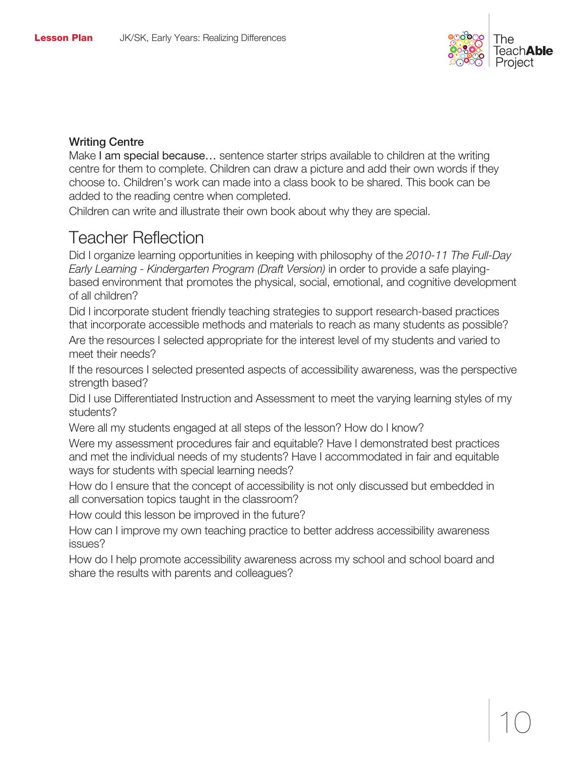**Writing Centre**

Make I am special because… sentence starter strips available to children at the writing centre for them to complete. Children can draw a picture and add their own words if they choose to. Children's work can made into a class book to be shared. This book can be added to the reading centre when completed.

Children can write and illustrate their own book about why they are special.

## Teacher Reflection

Did I organize learning opportunities in keeping with philosophy of the *2010-11 The Full-Day Early Learning - Kindergarten Program (Draft Version)* in order to provide a safe playing-based environment that promotes the physical, social, emotional, and cognitive development of all children?

Did I incorporate student friendly teaching strategies to support research-based practices that incorporate accessible methods and materials to reach as many students as possible?

Are the resources I selected appropriate for the interest level of my students and varied to meet their needs?

If the resources I selected presented aspects of accessibility awareness, was the perspective strength based?

Did I use Differentiated Instruction and Assessment to meet the varying learning styles of my students?

Were all my students engaged at all steps of the lesson? How do I know?

Were my assessment procedures fair and equitable? Have I demonstrated best practices and met the individual needs of my students? Have I accommodated in fair and equitable ways for students with special learning needs?

How do I ensure that the concept of accessibility is not only discussed but embedded in all conversation topics taught in the classroom?

How could this lesson be improved in the future?

How can I improve my own teaching practice to better address accessibility awareness issues?

How do I help promote accessibility awareness across my school and school board and share the results with parents and colleagues?